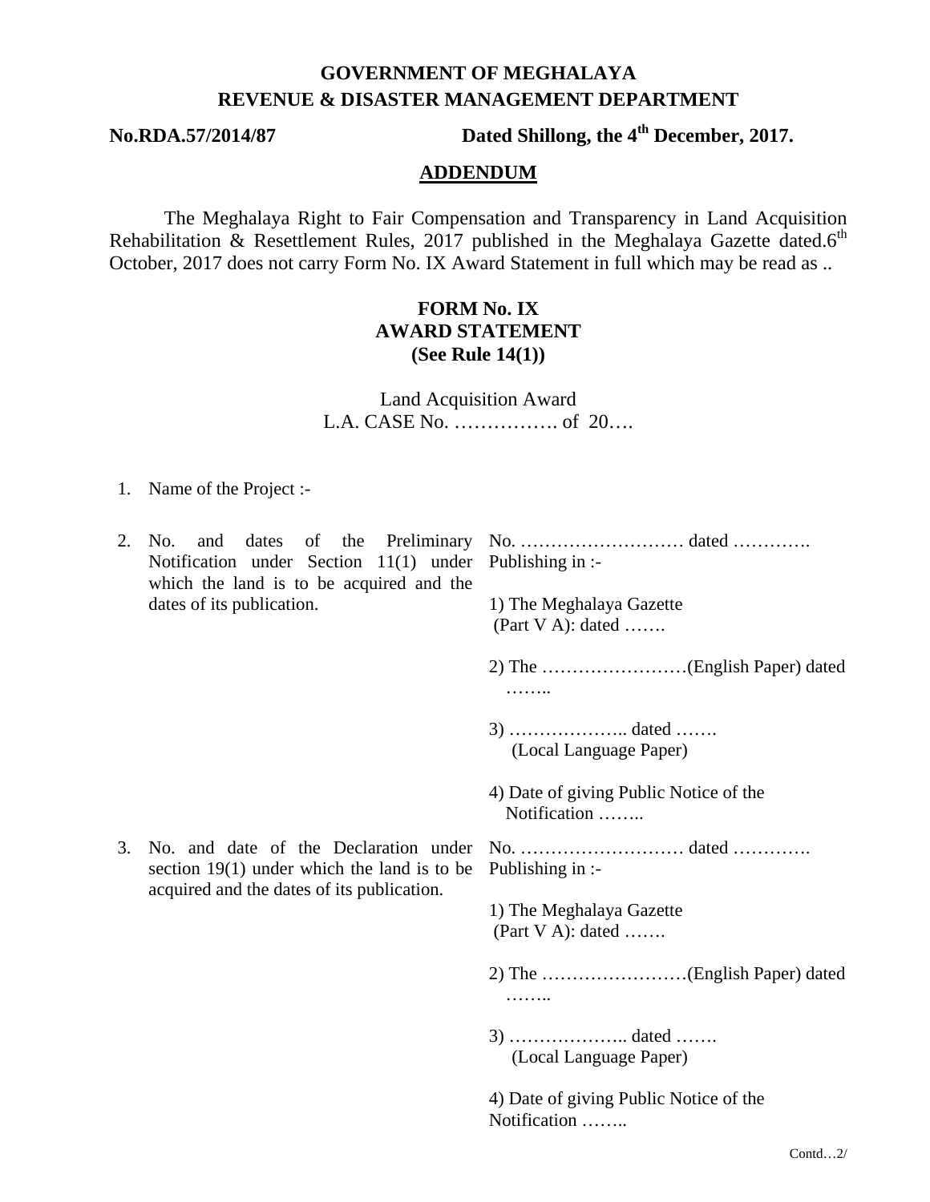**GOVERNMENT OF MEGHALAYA**
**REVENUE & DISASTER MANAGEMENT DEPARTMENT**

**No.RDA.57/2014/87** **Dated Shillong, the 4th December, 2017.**

## ADDENDUM

The Meghalaya Right to Fair Compensation and Transparency in Land Acquisition Rehabilitation & Resettlement Rules, 2017 published in the Meghalaya Gazette dated.6th October, 2017 does not carry Form No. IX Award Statement in full which may be read as ..

### FORM No. IX
### AWARD STATEMENT
### (See Rule 14(1))

Land Acquisition Award
L.A. CASE No. ……………. of 20….

1. Name of the Project :-

| | |
|---|---|
| 2. No. and dates of the Preliminary Notification under Section 11(1) under which the land is to be acquired and the dates of its publication. | No. ……………………… dated …………. Publishing in :-<br><br>1) The Meghalaya Gazette (Part V A): dated …….<br><br>2) The ……………………(English Paper) dated ……..<br><br>3) ……………….. dated ……. (Local Language Paper)<br><br>4) Date of giving Public Notice of the Notification …….. |
| 3. No. and date of the Declaration under section 19(1) under which the land is to be acquired and the dates of its publication. | No. ……………………… dated …………. Publishing in :-<br><br>1) The Meghalaya Gazette (Part V A): dated …….<br><br>2) The ……………………(English Paper) dated ……..<br><br>3) ……………….. dated ……. (Local Language Paper)<br><br>4) Date of giving Public Notice of the Notification …….. |

Contd…2/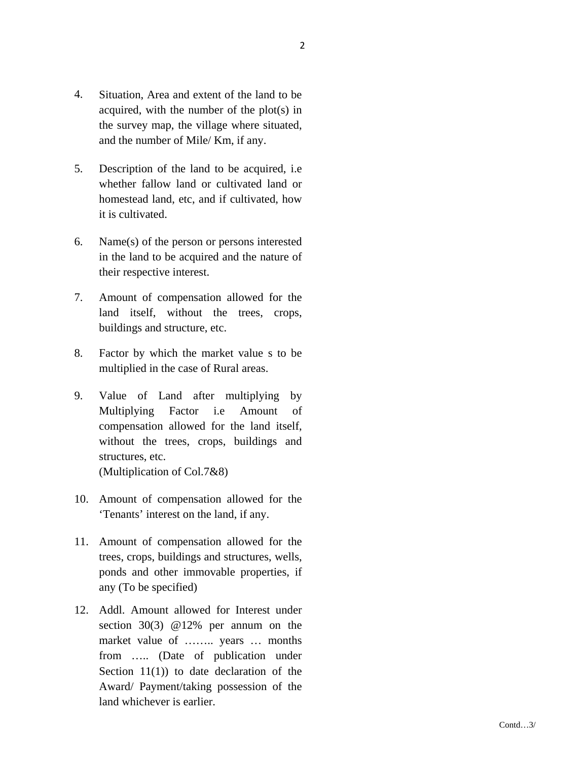4. Situation, Area and extent of the land to be acquired, with the number of the plot(s) in the survey map, the village where situated, and the number of Mile/ Km, if any.

5. Description of the land to be acquired, i.e whether fallow land or cultivated land or homestead land, etc, and if cultivated, how it is cultivated.

6. Name(s) of the person or persons interested in the land to be acquired and the nature of their respective interest.

7. Amount of compensation allowed for the land itself, without the trees, crops, buildings and structure, etc.

8. Factor by which the market value s to be multiplied in the case of Rural areas.

9. Value of Land after multiplying by Multiplying Factor i.e Amount of compensation allowed for the land itself, without the trees, crops, buildings and structures, etc.
   (Multiplication of Col.7&8)

10. Amount of compensation allowed for the 'Tenants' interest on the land, if any.

11. Amount of compensation allowed for the trees, crops, buildings and structures, wells, ponds and other immovable properties, if any (To be specified)

12. Addl. Amount allowed for Interest under section 30(3) @12% per annum on the market value of …….. years … months from ….. (Date of publication under Section 11(1)) to date declaration of the Award/ Payment/taking possession of the land whichever is earlier.

Contd…3/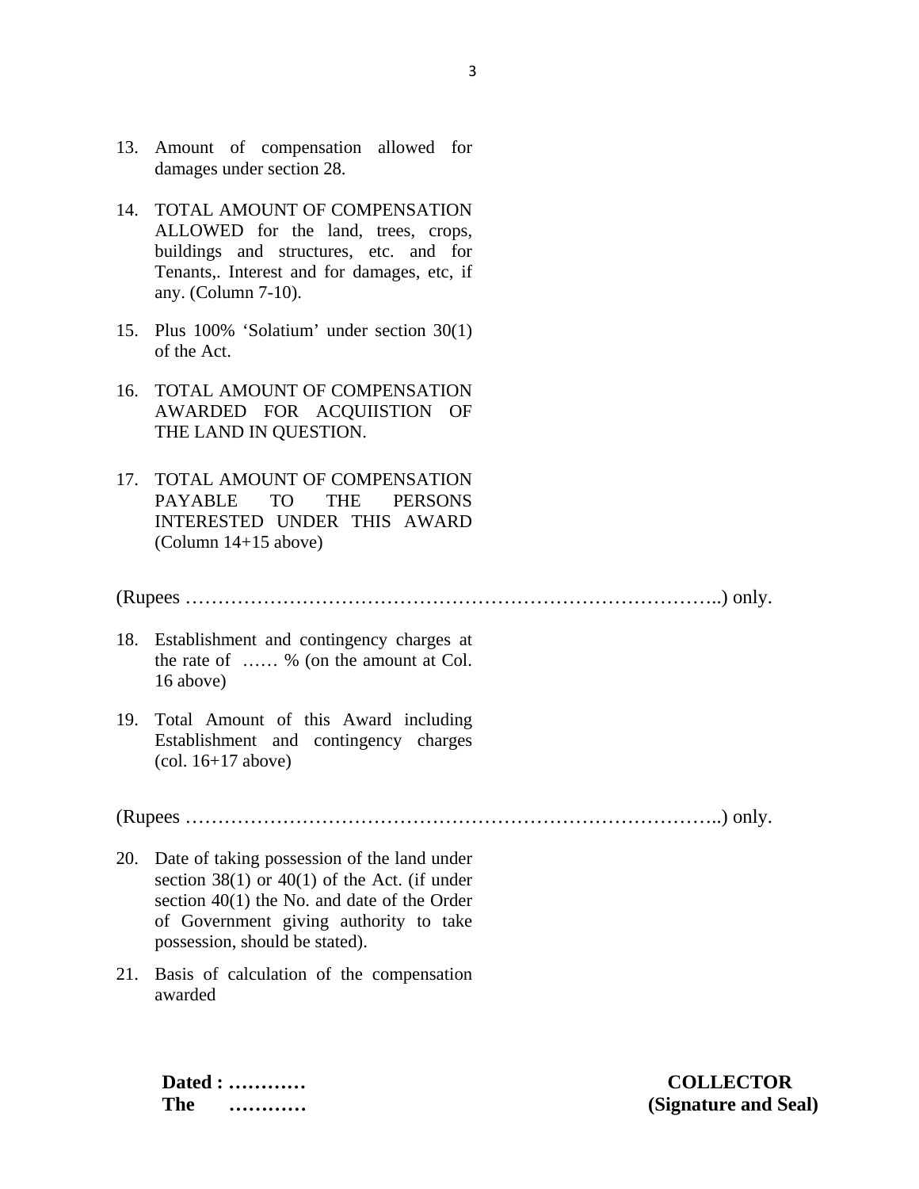13. Amount of compensation allowed for damages under section 28.

14. TOTAL AMOUNT OF COMPENSATION ALLOWED for the land, trees, crops, buildings and structures, etc. and for Tenants,. Interest and for damages, etc, if any. (Column 7-10).

15. Plus 100% 'Solatium' under section 30(1) of the Act.

16. TOTAL AMOUNT OF COMPENSATION AWARDED FOR ACQUIISTION OF THE LAND IN QUESTION.

17. TOTAL AMOUNT OF COMPENSATION PAYABLE TO THE PERSONS INTERESTED UNDER THIS AWARD (Column 14+15 above)

(Rupees ……………………………………………………………………..) only.

18. Establishment and contingency charges at the rate of …… % (on the amount at Col. 16 above)

19. Total Amount of this Award including Establishment and contingency charges (col. 16+17 above)

(Rupees ……………………………………………………………………..) only.

20. Date of taking possession of the land under section 38(1) or 40(1) of the Act. (if under section 40(1) the No. and date of the Order of Government giving authority to take possession, should be stated).

21. Basis of calculation of the compensation awarded

**Dated : …………**
**The …………**

**COLLECTOR**
**(Signature and Seal)**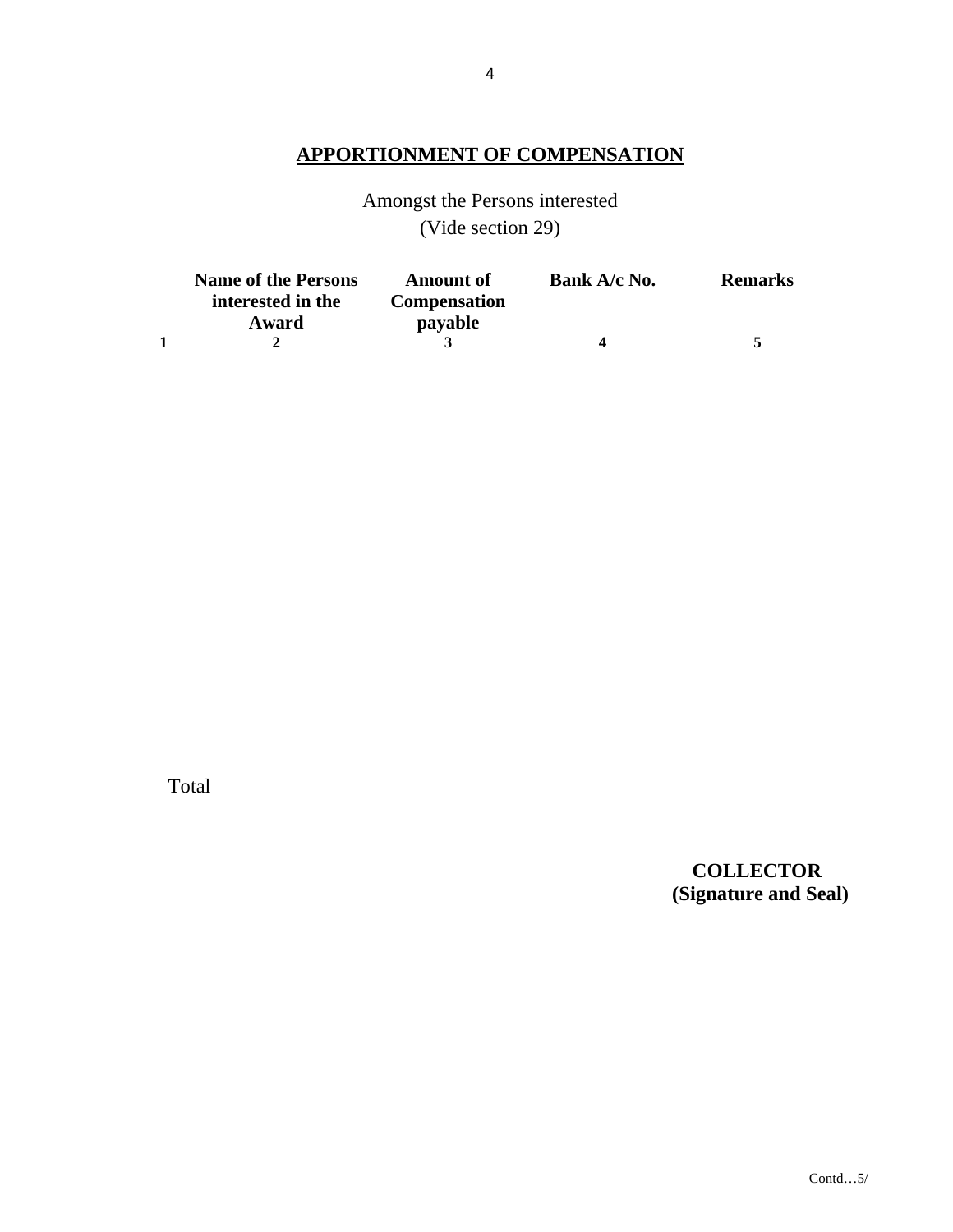## APPORTIONMENT OF COMPENSATION

Amongst the Persons interested
(Vide section 29)

| | Name of the Persons interested in the Award | Amount of Compensation payable | Bank A/c No. | Remarks |
|---|---|---|---|---|
| 1 | 2 | 3 | 4 | 5 |
| | | | | |
| Total | | | | |

**COLLECTOR**
**(Signature and Seal)**

Contd…5/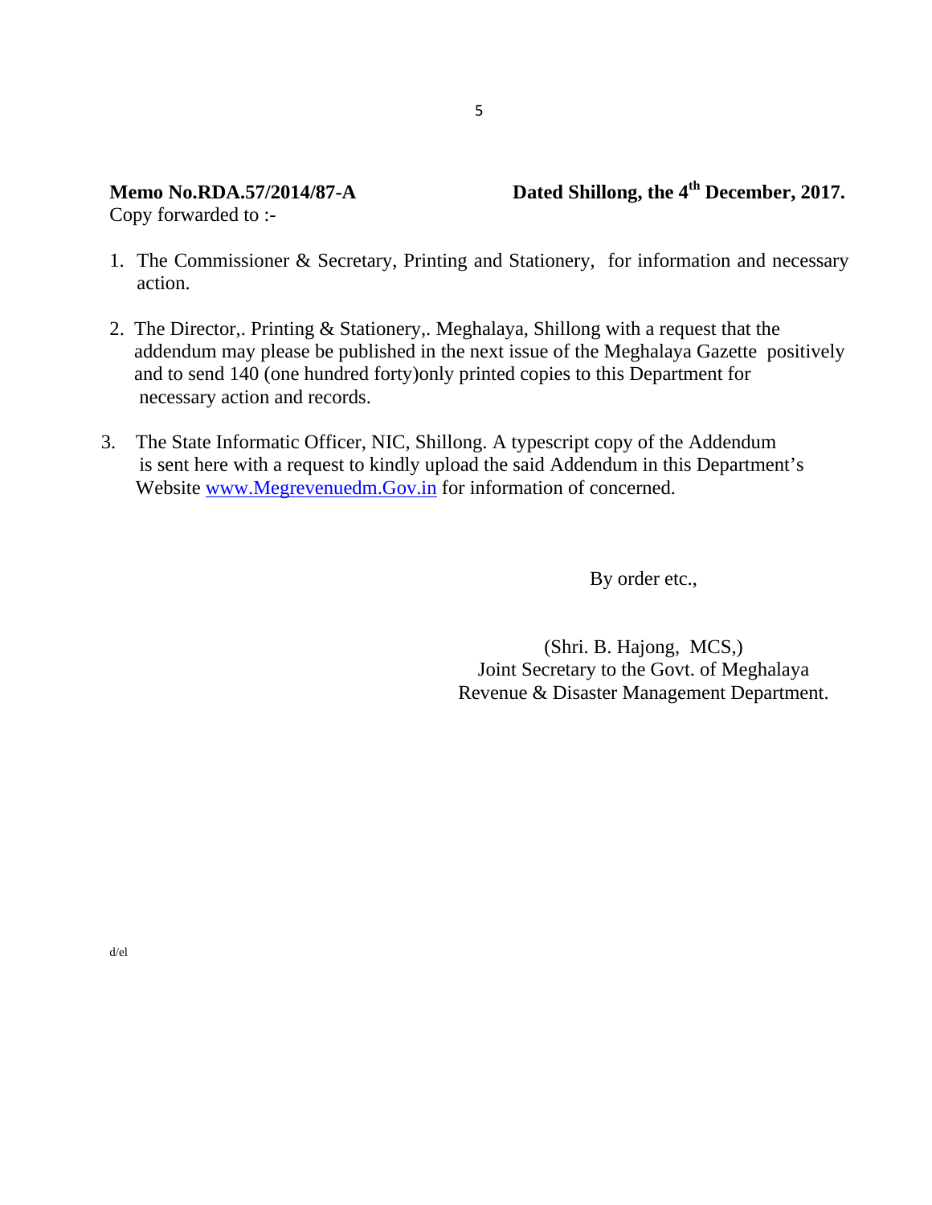**Memo No.RDA.57/2014/87-A** **Dated Shillong, the 4th December, 2017.**

Copy forwarded to :-

1. The Commissioner & Secretary, Printing and Stationery, for information and necessary action.

2. The Director,. Printing & Stationery,. Meghalaya, Shillong with a request that the addendum may please be published in the next issue of the Meghalaya Gazette positively and to send 140 (one hundred forty)only printed copies to this Department for necessary action and records.

3. The State Informatic Officer, NIC, Shillong. A typescript copy of the Addendum is sent here with a request to kindly upload the said Addendum in this Department's Website www.Megrevenuedm.Gov.in for information of concerned.

By order etc.,

(Shri. B. Hajong, MCS,)
Joint Secretary to the Govt. of Meghalaya
Revenue & Disaster Management Department.

d/el